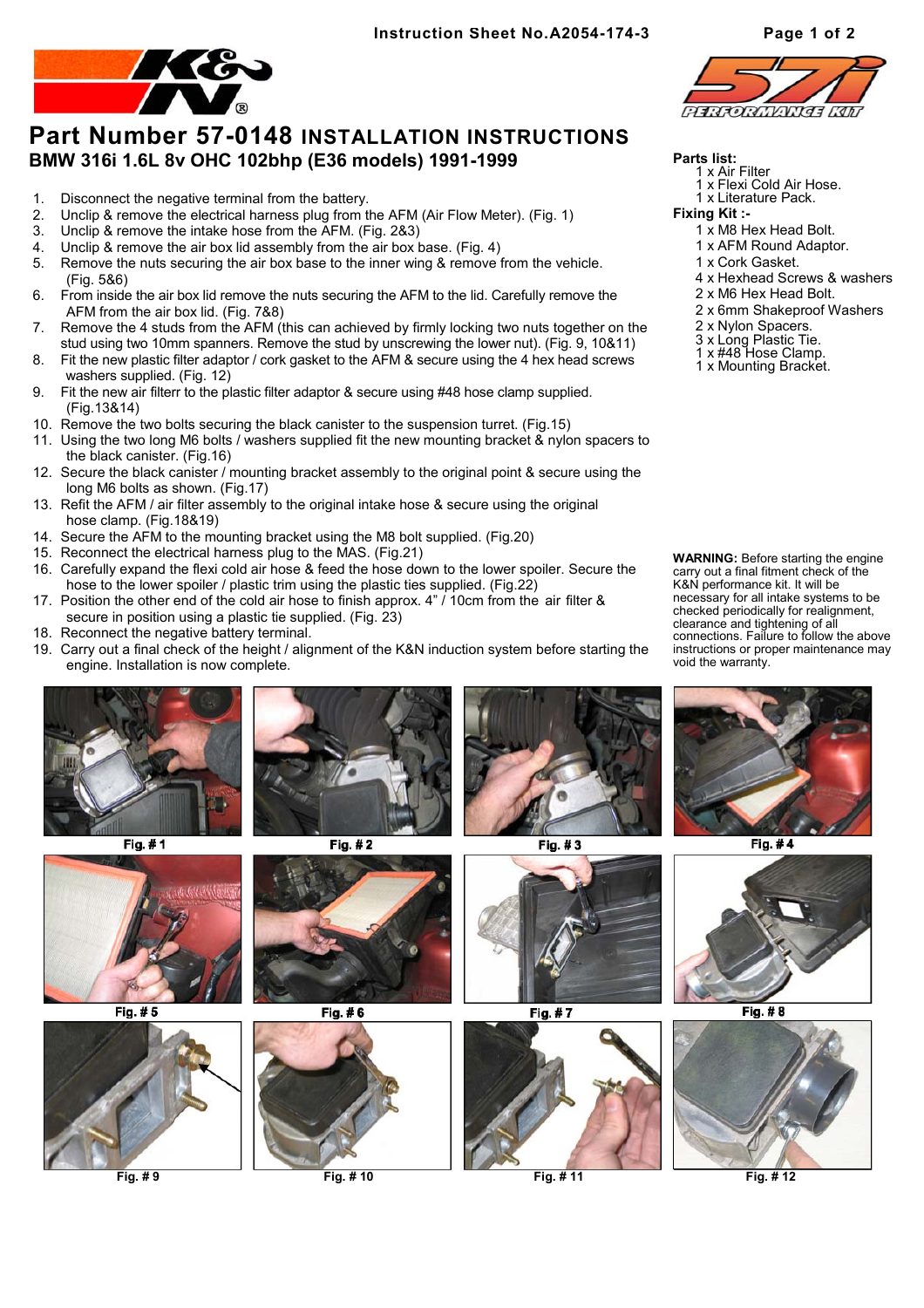# Part Number 57-0148 INSTALLATION INSTRUCTIONS

## BMW 316i 1.6L 8v OHC 102bhp (E36 models) 1991-1999

Instruction Sheet No.A2054-174-3

1. Disconnect the negative terminal from the battery.
2. Unclip & remove the electrical harness plug from the AFM (Air Flow Meter). (Fig. 1)
3. Unclip & remove the intake hose from the AFM. (Fig. 2&3)
4. Unclip & remove the air box lid assembly from the air box base. (Fig. 4)
5. Remove the nuts securing the air box base to the inner wing & remove from the vehicle. (Fig. 5&6)
6. From inside the air box lid remove the nuts securing the AFM to the lid. Carefully remove the AFM from the air box lid. (Fig. 7&8)
7. Remove the 4 studs from the AFM (this can achieved by firmly locking two nuts together on the stud using two 10mm spanners. Remove the stud by unscrewing the lower nut). (Fig. 9, 10&11)
8. Fit the new plastic filter adaptor / cork gasket to the AFM & secure using the 4 hex head screws washers supplied. (Fig. 12)
9. Fit the new air filterr to the plastic filter adaptor & secure using #48 hose clamp supplied. (Fig.13&14)
10. Remove the two bolts securing the black canister to the suspension turret. (Fig.15)
11. Using the two long M6 bolts / washers supplied fit the new mounting bracket & nylon spacers to the black canister. (Fig.16)
12. Secure the black canister / mounting bracket assembly to the original point & secure using the long M6 bolts as shown. (Fig.17)
13. Refit the AFM / air filter assembly to the original intake hose & secure using the original hose clamp. (Fig.18&19)
14. Secure the AFM to the mounting bracket using the M8 bolt supplied. (Fig.20)
15. Reconnect the electrical harness plug to the MAS. (Fig.21)
16. Carefully expand the flexi cold air hose & feed the hose down to the lower spoiler. Secure the hose to the lower spoiler / plastic trim using the plastic ties supplied. (Fig.22)
17. Position the other end of the cold air hose to finish approx. 4" / 10cm from the air filter & secure in position using a plastic tie supplied. (Fig. 23)
18. Reconnect the negative battery terminal.
19. Carry out a final check of the height / alignment of the K&N induction system before starting the engine. Installation is now complete.

**Parts list:**
- 1 x Air Filter
- 1 x Flexi Cold Air Hose.
- 1 x Literature Pack.

**Fixing Kit :-**
- 1 x M8 Hex Head Bolt.
- 1 x AFM Round Adaptor.
- 1 x Cork Gasket.
- 4 x Hexhead Screws & washers
- 2 x M6 Hex Head Bolt.
- 2 x 6mm Shakeproof Washers
- 2 x Nylon Spacers.
- 3 x Long Plastic Tie.
- 1 x #48 Hose Clamp.
- 1 x Mounting Bracket.

**WARNING:** Before starting the engine carry out a final fitment check of the K&N performance kit. It will be necessary for all intake systems to be checked periodically for realignment, clearance and tightening of all connections. Failure to follow the above instructions or proper maintenance may void the warranty.

Fig. # 1

Fig. # 2

Fig. # 3

Fig. # 4

Fig. # 5

Fig. # 6

Fig. # 7

Fig. # 8

Fig. # 9

Fig. # 10

Fig. # 11

Fig. # 12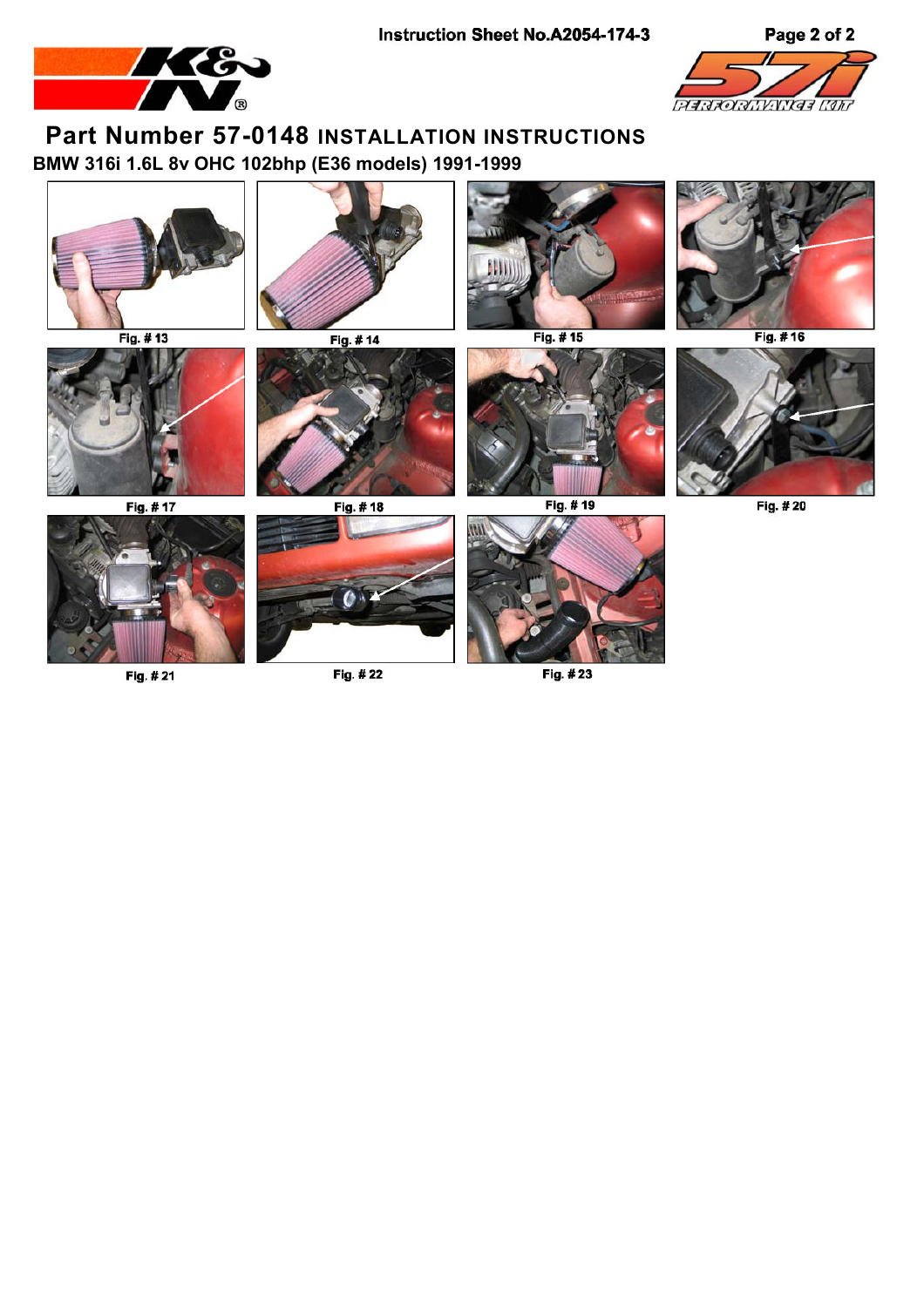## Part Number 57-0148 INSTALLATION INSTRUCTIONS

### BMW 316i 1.6L 8v OHC 102bhp (E36 models) 1991-1999

Fig. # 13

Fig. # 14

Fig. # 15

Fig. # 16

Fig. # 17

Fig. # 18

Fig. # 19

Fig. # 20

Fig. # 21

Fig. # 22

Fig. # 23